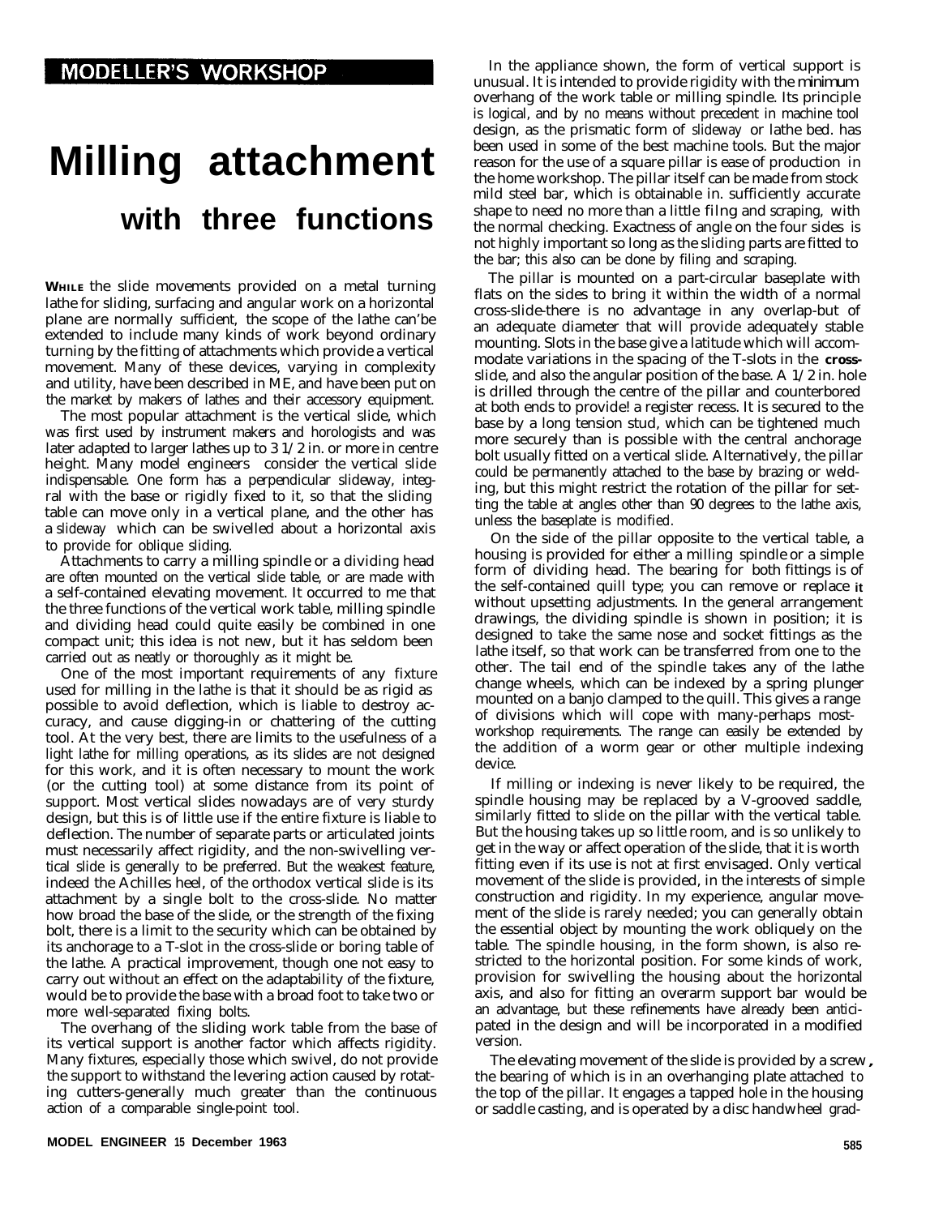MODELLER'S WORKSHOP

# Milling attachment

## with three functions

**WHILE** the slide movements provided on a metal turning lathe for sliding, surfacing and angular work on a horizontal plane are normally sufficient, the scope of the lathe can'be extended to include many kinds of work beyond ordinary turning by the fitting of attachments which provide a vertical movement. Many of these devices, varying in complexity and utility, have been described in ME, and have been put on the market by makers of lathes and their accessory equipment.

The most popular attachment is the vertical slide, which was first used by instrument makers and horologists and was later adapted to larger lathes up to 3 1/2 in. or more in centre height. Many model engineers consider the vertical slide indispensable. One form has a perpendicular slideway, integral with the base or rigidly fixed to it, so that the sliding table can move only in a vertical plane, and the other has a slideway which can be swivelled about a horizontal axis to provide for oblique sliding.

Attachments to carry a milling spindle or a dividing head are often mounted on the vertical slide table, or are made with a self-contained elevating movement. It occurred to me that the three functions of the vertical work table, milling spindle and dividing head could quite easily be combined in one compact unit; this idea is not new, but it has seldom been carried out as neatly or thoroughly as it might be.

One of the most important requirements of any fixture used for milling in the lathe is that it should be as rigid as possible to avoid deflection, which is liable to destroy accuracy, and cause digging-in or chattering of the cutting tool. At the very best, there are limits to the usefulness of a light lathe for milling operations, as its slides are not designed for this work, and it is often necessary to mount the work (or the cutting tool) at some distance from its point of support. Most vertical slides nowadays are of very sturdy design, but this is of little use if the entire fixture is liable to deflection. The number of separate parts or articulated joints must necessarily affect rigidity, and the non-swivelling vertical slide is generally to be preferred. But the weakest feature, indeed the Achilles heel, of the orthodox vertical slide is its attachment by a single bolt to the cross-slide. No matter how broad the base of the slide, or the strength of the fixing bolt, there is a limit to the security which can be obtained by its anchorage to a T-slot in the cross-slide or boring table of the lathe. A practical improvement, though one not easy to carry out without an effect on the adaptability of the fixture, would be to provide the base with a broad foot to take two or more well-separated fixing bolts.

The overhang of the sliding work table from the base of its vertical support is another factor which affects rigidity. Many fixtures, especially those which swivel, do not provide the support to withstand the levering action caused by rotating cutters-generally much greater than the continuous action of a comparable single-point tool.

In the appliance shown, the form of vertical support is unusual. It is intended to provide rigidity with the minimum overhang of the work table or milling spindle. Its principle is logical, and by no means without precedent in machine tool design, as the prismatic form of slideway or lathe bed. has been used in some of the best machine tools. But the major reason for the use of a square pillar is ease of production in the home workshop. The pillar itself can be made from stock mild steel bar, which is obtainable in. sufficiently accurate shape to need no more than a little filng and scraping, with the normal checking. Exactness of angle on the four sides is not highly important so long as the sliding parts are fitted to the bar; this also can be done by filing and scraping.

The pillar is mounted on a part-circular baseplate with flats on the sides to bring it within the width of a normal cross-slide-there is no advantage in any overlap-but of an adequate diameter that will provide adequately stable mounting. Slots in the base give a latitude which will accommodate variations in the spacing of the T-slots in the **cross-**slide, and also the angular position of the base. A 1/2 in. hole is drilled through the centre of the pillar and counterbored at both ends to provide! a register recess. It is secured to the base by a long tension stud, which can be tightened much more securely than is possible with the central anchorage bolt usually fitted on a vertical slide. Alternatively, the pillar could be permanently attached to the base by brazing or welding, but this might restrict the rotation of the pillar for setting the table at angles other than 90 degrees to the lathe axis, unless the baseplate is modified.

On the side of the pillar opposite to the vertical table, a housing is provided for either a milling spindle or a simple form of dividing head. The bearing for both fittings is of the self-contained quill type; you can remove or replace **it** without upsetting adjustments. In the general arrangement drawings, the dividing spindle is shown in position; it is designed to take the same nose and socket fittings as the lathe itself, so that work can be transferred from one to the other. The tail end of the spindle takes any of the lathe change wheels, which can be indexed by a spring plunger mounted on a banjo clamped to the quill. This gives a range of divisions which will cope with many-perhaps most-workshop requirements. The range can easily be extended by the addition of a worm gear or other multiple indexing device.

If milling or indexing is never likely to be required, the spindle housing may be replaced by a V-grooved saddle, similarly fitted to slide on the pillar with the vertical table. But the housing takes up so little room, and is so unlikely to get in the way or affect operation of the slide, that it is worth fitting even if its use is not at first envisaged. Only vertical movement of the slide is provided, in the interests of simple construction and rigidity. In my experience, angular movement of the slide is rarely needed; you can generally obtain the essential object by mounting the work obliquely on the table. The spindle housing, in the form shown, is also restricted to the horizontal position. For some kinds of work, provision for swivelling the housing about the horizontal axis, and also for fitting an overarm support bar would be an advantage, but these refinements have already been anticipated in the design and will be incorporated in a modified version.

The elevating movement of the slide is provided by a screw, the bearing of which is in an overhanging plate attached to the top of the pillar. It engages a tapped hole in the housing or saddle casting, and is operated by a disc handwheel grad-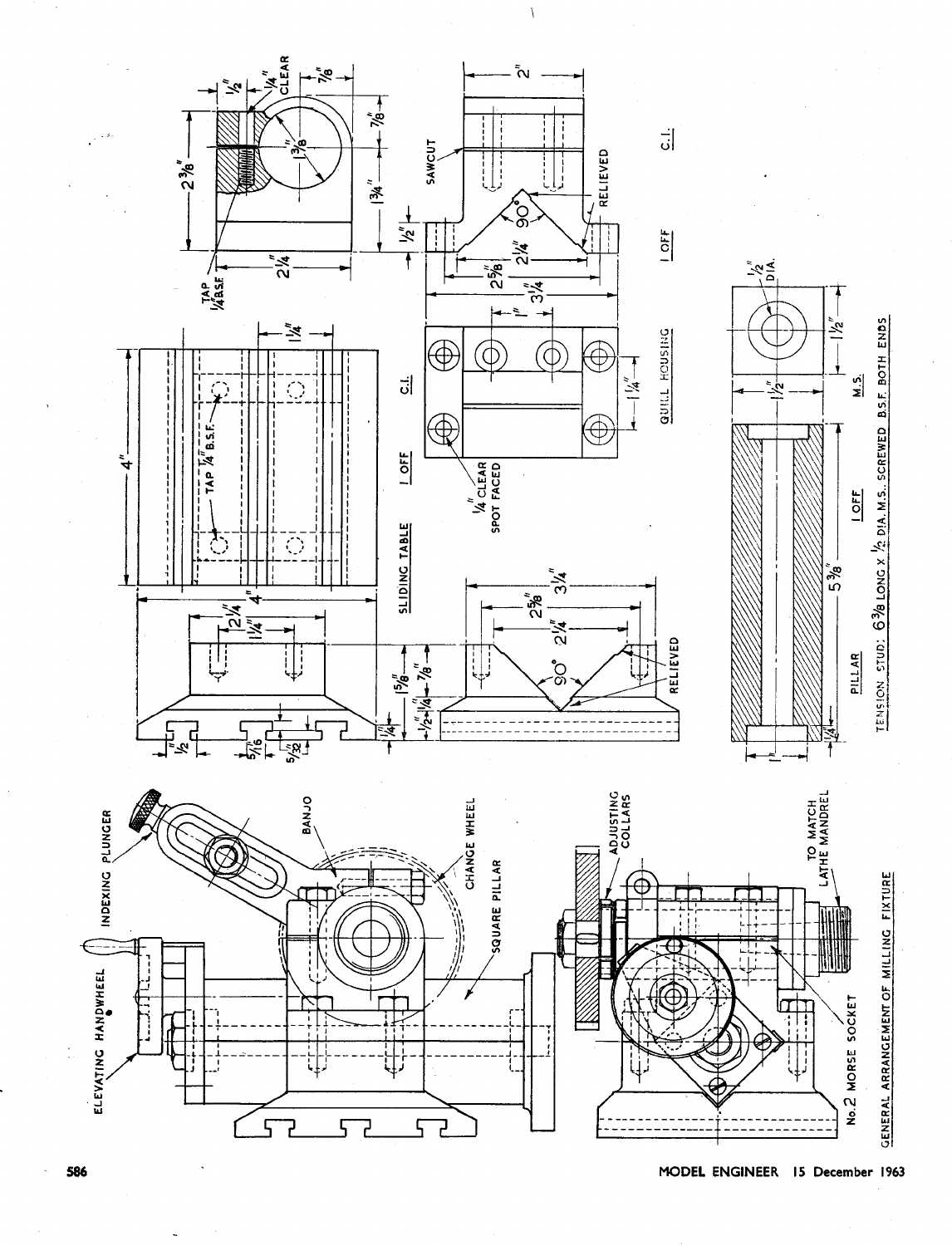ELEVATING HANDWHEEL

INDEXING PLUNGER

BANJO

CHANGE WHEEL

SQUARE PILLAR

ADJUSTING COLLARS

TO MATCH LATHE MANDREL

No. 2 MORSE SOCKET

GENERAL ARRANGEMENT OF MILLING FIXTURE

SLIDING TABLE 1 OFF C.I.

TAP 1/4" B.S.F.

RELIEVED

QUILL HOUSING 1 OFF C.I.

1/4" CLEAR SPOT FACED

SAWCUT

TAP 1/4" B.S.F.

1/4" CLEAR

PILLAR 1 OFF M.S.

1/2" DIA.

TENSION STUD: 6 3/8 LONG x 1/2 DIA. M.S. SCREWED B.S.F. BOTH ENDS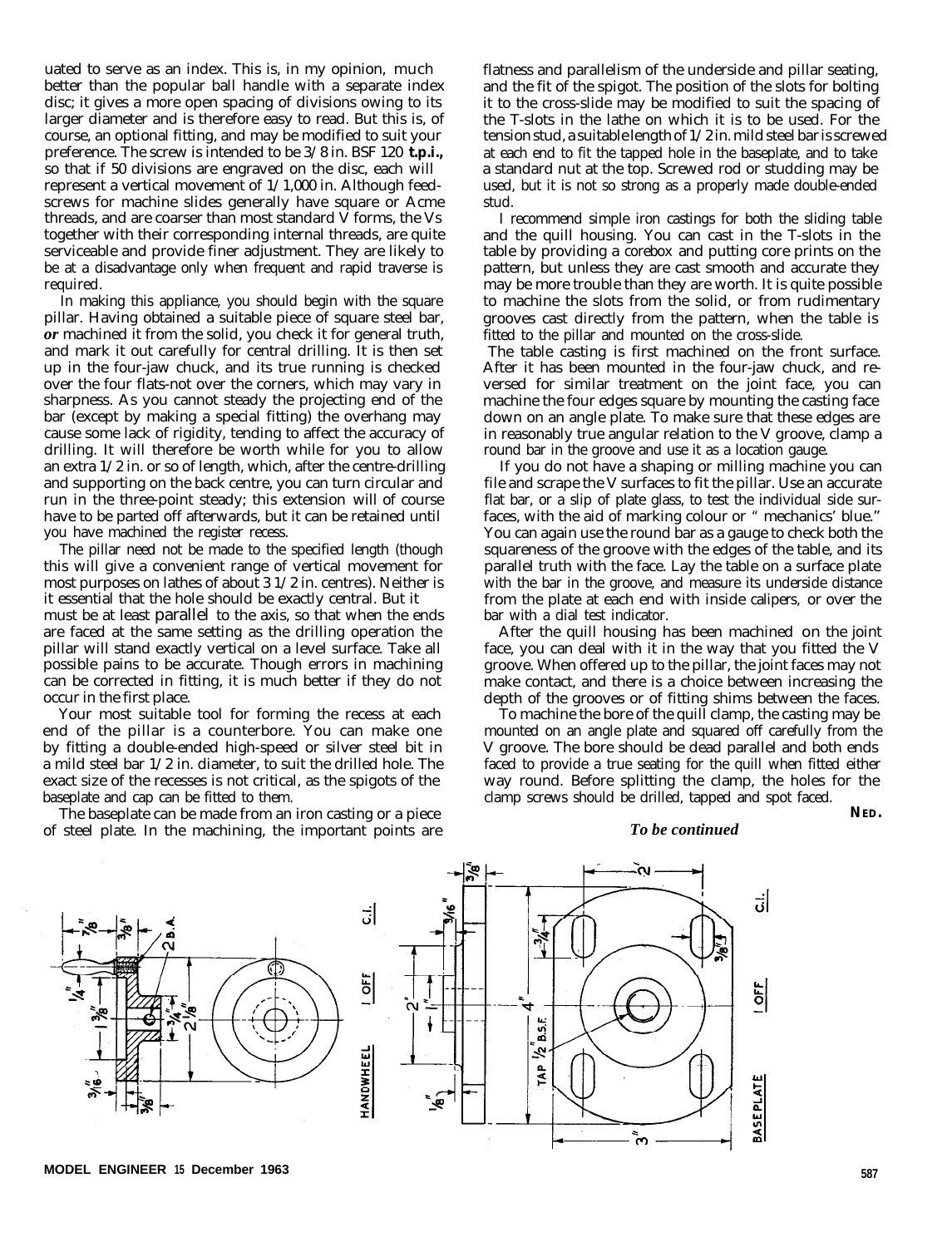uated to serve as an index. This is, in my opinion, much better than the popular ball handle with a separate index disc; it gives a more open spacing of divisions owing to its larger diameter and is therefore easy to read. But this is, of course, an optional fitting, and may be modified to suit your preference. The screw is intended to be 3/8 in. BSF 120 **t.p.i.,** so that if 50 divisions are engraved on the disc, each will represent a vertical movement of 1/1,000 in. Although feed-screws for machine slides generally have square or Acme threads, and are coarser than most standard V forms, the Vs together with their corresponding internal threads, are quite serviceable and provide finer adjustment. They are likely to be at a disadvantage only when frequent and rapid traverse is required.

In making this appliance, you should begin with the square pillar. Having obtained a suitable piece of square steel bar, ***or*** machined it from the solid, you check it for general truth, and mark it out carefully for central drilling. It is then set up in the four-jaw chuck, and its true running is checked over the four flats-not over the corners, which may vary in sharpness. As you cannot steady the projecting end of the bar (except by making a special fitting) the overhang may cause some lack of rigidity, tending to affect the accuracy of drilling. It will therefore be worth while for you to allow an extra 1/2 in. or so of length, which, after the centre-drilling and supporting on the back centre, you can turn circular and run in the three-point steady; this extension will of course have to be parted off afterwards, but it can be retained until you have machined the register recess.

The pillar need not be made to the specified length (though this will give a convenient range of vertical movement for most purposes on lathes of about 3 1/2 in. centres). Neither is it essential that the hole should be exactly central. But it must be at least parallel to the axis, so that when the ends are faced at the same setting as the drilling operation the pillar will stand exactly vertical on a level surface. Take all possible pains to be accurate. Though errors in machining can be corrected in fitting, it is much better if they do not occur in the first place.

Your most suitable tool for forming the recess at each end of the pillar is a counterbore. You can make one by fitting a double-ended high-speed or silver steel bit in a mild steel bar 1/2 in. diameter, to suit the drilled hole. The exact size of the recesses is not critical, as the spigots of the baseplate and cap can be fitted to them.

The baseplate can be made from an iron casting or a piece of steel plate. In the machining, the important points are flatness and parallelism of the underside and pillar seating, and the fit of the spigot. The position of the slots for bolting it to the cross-slide may be modified to suit the spacing of the T-slots in the lathe on which it is to be used. For the tension stud, a suitable length of 1/2 in. mild steel bar is screwed at each end to fit the tapped hole in the baseplate, and to take a standard nut at the top. Screwed rod or studding may be used, but it is not so strong as a properly made double-ended stud.

I recommend simple iron castings for both the sliding table and the quill housing. You can cast in the T-slots in the table by providing a corebox and putting core prints on the pattern, but unless they are cast smooth and accurate they may be more trouble than they are worth. It is quite possible to machine the slots from the solid, or from rudimentary grooves cast directly from the pattern, when the table is fitted to the pillar and mounted on the cross-slide.

The table casting is first machined on the front surface. After it has been mounted in the four-jaw chuck, and reversed for similar treatment on the joint face, you can machine the four edges square by mounting the casting face down on an angle plate. To make sure that these edges are in reasonably true angular relation to the V groove, clamp a round bar in the groove and use it as a location gauge.

If you do not have a shaping or milling machine you can file and scrape the V surfaces to fit the pillar. Use an accurate flat bar, or a slip of plate glass, to test the individual side surfaces, with the aid of marking colour or " mechanics' blue." You can again use the round bar as a gauge to check both the squareness of the groove with the edges of the table, and its parallel truth with the face. Lay the table on a surface plate with the bar in the groove, and measure its underside distance from the plate at each end with inside calipers, or over the bar with a dial test indicator.

After the quill housing has been machined on the joint face, you can deal with it in the way that you fitted the V groove. When offered up to the pillar, the joint faces may not make contact, and there is a choice between increasing the depth of the grooves or of fitting shims between the faces.

To machine the bore of the quill clamp, the casting may be mounted on an angle plate and squared off carefully from the V groove. The bore should be dead parallel and both ends faced to provide a true seating for the quill when fitted either way round. Before splitting the clamp, the holes for the clamp screws should be drilled, tapped and spot faced.

**NED.**

***To be continued***

HANDWHEEL 1 OFF C.I.

7/8" 3/8" 2 B.A. 1/4" 1 3/8" 3/4" 2 1/8" 3/16" 3/8"

BASEPLATE 1 OFF C.I.

3/8" 3/16" 2" 1" 4" 1/8" TAP 1/2" B.S.F. 2" 3/4" 3/8" 3"